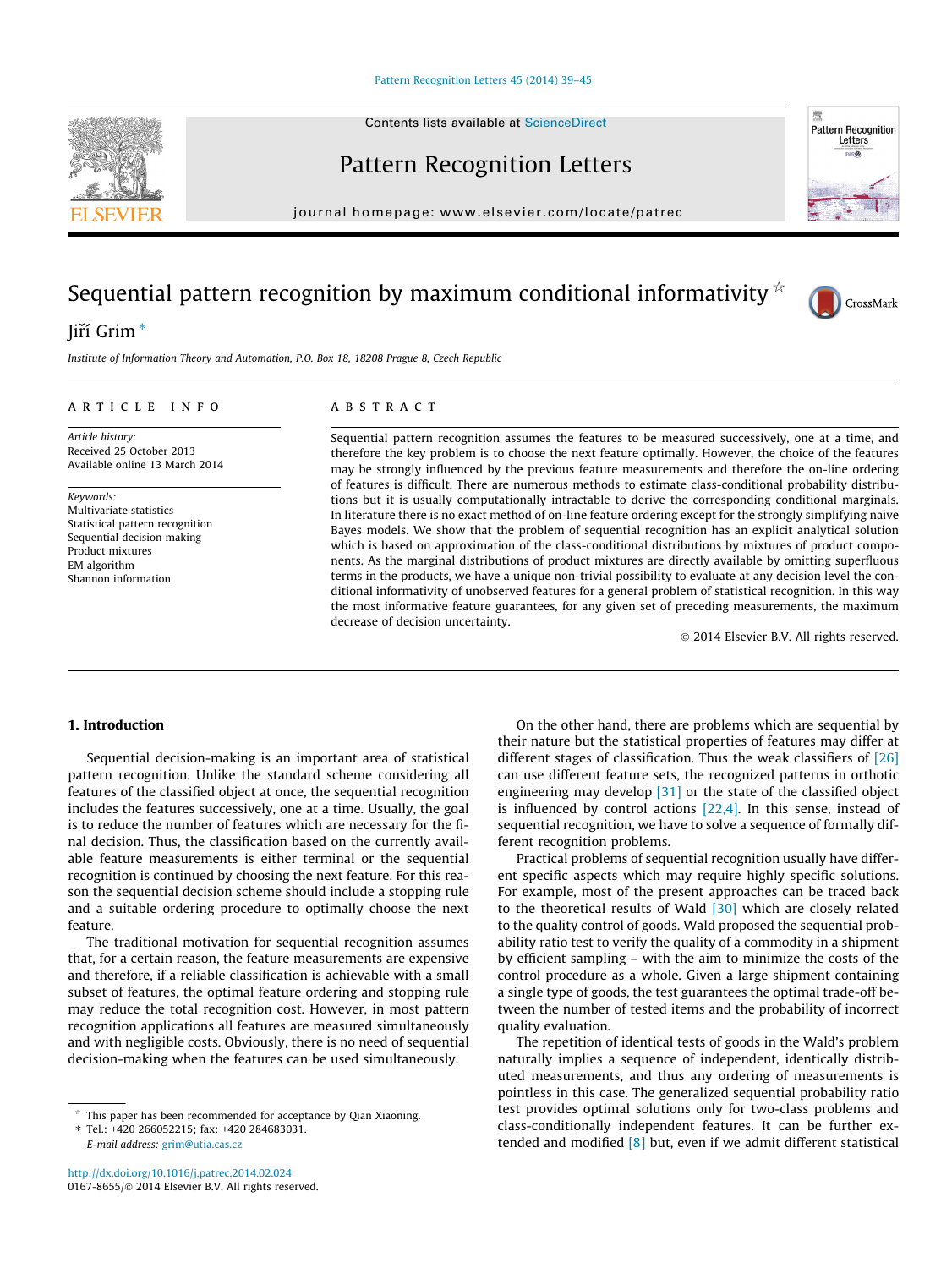# Sequential pattern recognition by maximum conditional informativity ☆

Jiří Grim *

*Institute of Information Theory and Automation, P.O. Box 18, 18208 Prague 8, Czech Republic*

## ARTICLE INFO

*Article history:*
Received 25 October 2013
Available online 13 March 2014

*Keywords:*
Multivariate statistics
Statistical pattern recognition
Sequential decision making
Product mixtures
EM algorithm
Shannon information

## ABSTRACT

Sequential pattern recognition assumes the features to be measured successively, one at a time, and therefore the key problem is to choose the next feature optimally. However, the choice of the features may be strongly influenced by the previous feature measurements and therefore the on-line ordering of features is difficult. There are numerous methods to estimate class-conditional probability distributions but it is usually computationally intractable to derive the corresponding conditional marginals. In literature there is no exact method of on-line feature ordering except for the strongly simplifying naive Bayes models. We show that the problem of sequential recognition has an explicit analytical solution which is based on approximation of the class-conditional distributions by mixtures of product components. As the marginal distributions of product mixtures are directly available by omitting superfluous terms in the products, we have a unique non-trivial possibility to evaluate at any decision level the conditional informativity of unobserved features for a general problem of statistical recognition. In this way the most informative feature guarantees, for any given set of preceding measurements, the maximum decrease of decision uncertainty.

© 2014 Elsevier B.V. All rights reserved.

## 1. Introduction

Sequential decision-making is an important area of statistical pattern recognition. Unlike the standard scheme considering all features of the classified object at once, the sequential recognition includes the features successively, one at a time. Usually, the goal is to reduce the number of features which are necessary for the final decision. Thus, the classification based on the currently available feature measurements is either terminal or the sequential recognition is continued by choosing the next feature. For this reason the sequential decision scheme should include a stopping rule and a suitable ordering procedure to optimally choose the next feature.

The traditional motivation for sequential recognition assumes that, for a certain reason, the feature measurements are expensive and therefore, if a reliable classification is achievable with a small subset of features, the optimal feature ordering and stopping rule may reduce the total recognition cost. However, in most pattern recognition applications all features are measured simultaneously and with negligible costs. Obviously, there is no need of sequential decision-making when the features can be used simultaneously.

On the other hand, there are problems which are sequential by their nature but the statistical properties of features may differ at different stages of classification. Thus the weak classifiers of [26] can use different feature sets, the recognized patterns in orthotic engineering may develop [31] or the state of the classified object is influenced by control actions [22,4]. In this sense, instead of sequential recognition, we have to solve a sequence of formally different recognition problems.

Practical problems of sequential recognition usually have different specific aspects which may require highly specific solutions. For example, most of the present approaches can be traced back to the theoretical results of Wald [30] which are closely related to the quality control of goods. Wald proposed the sequential probability ratio test to verify the quality of a commodity in a shipment by efficient sampling – with the aim to minimize the costs of the control procedure as a whole. Given a large shipment containing a single type of goods, the test guarantees the optimal trade-off between the number of tested items and the probability of incorrect quality evaluation.

The repetition of identical tests of goods in the Wald's problem naturally implies a sequence of independent, identically distributed measurements, and thus any ordering of measurements is pointless in this case. The generalized sequential probability ratio test provides optimal solutions only for two-class problems and class-conditionally independent features. It can be further extended and modified [8] but, even if we admit different statistical

---

☆ This paper has been recommended for acceptance by Qian Xiaoning.

* Tel.: +420 266052215; fax: +420 284683031.
*E-mail address:* grim@utia.cas.cz

http://dx.doi.org/10.1016/j.patrec.2014.02.024
0167-8655/© 2014 Elsevier B.V. All rights reserved.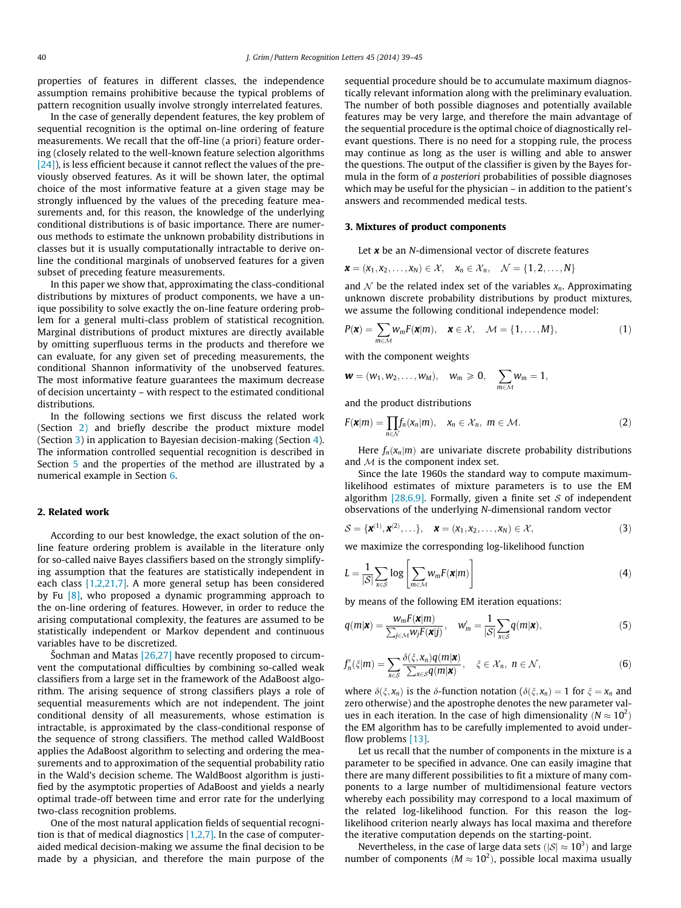properties of features in different classes, the independence assumption remains prohibitive because the typical problems of pattern recognition usually involve strongly interrelated features.

In the case of generally dependent features, the key problem of sequential recognition is the optimal on-line ordering of feature measurements. We recall that the off-line (a priori) feature ordering (closely related to the well-known feature selection algorithms [24]), is less efficient because it cannot reflect the values of the previously observed features. As it will be shown later, the optimal choice of the most informative feature at a given stage may be strongly influenced by the values of the preceding feature measurements and, for this reason, the knowledge of the underlying conditional distributions is of basic importance. There are numerous methods to estimate the unknown probability distributions in classes but it is usually computationally intractable to derive on-line the conditional marginals of unobserved features for a given subset of preceding feature measurements.

In this paper we show that, approximating the class-conditional distributions by mixtures of product components, we have a unique possibility to solve exactly the on-line feature ordering problem for a general multi-class problem of statistical recognition. Marginal distributions of product mixtures are directly available by omitting superfluous terms in the products and therefore we can evaluate, for any given set of preceding measurements, the conditional Shannon informativity of the unobserved features. The most informative feature guarantees the maximum decrease of decision uncertainty – with respect to the estimated conditional distributions.

In the following sections we first discuss the related work (Section 2) and briefly describe the product mixture model (Section 3) in application to Bayesian decision-making (Section 4). The information controlled sequential recognition is described in Section 5 and the properties of the method are illustrated by a numerical example in Section 6.

## 2. Related work

According to our best knowledge, the exact solution of the on-line feature ordering problem is available in the literature only for so-called naive Bayes classifiers based on the strongly simplifying assumption that the features are statistically independent in each class [1,2,21,7]. A more general setup has been considered by Fu [8], who proposed a dynamic programming approach to the on-line ordering of features. However, in order to reduce the arising computational complexity, the features are assumed to be statistically independent or Markov dependent and continuous variables have to be discretized.

Šochman and Matas [26,27] have recently proposed to circumvent the computational difficulties by combining so-called weak classifiers from a large set in the framework of the AdaBoost algorithm. The arising sequence of strong classifiers plays a role of sequential measurements which are not independent. The joint conditional density of all measurements, whose estimation is intractable, is approximated by the class-conditional response of the sequence of strong classifiers. The method called WaldBoost applies the AdaBoost algorithm to selecting and ordering the measurements and to approximation of the sequential probability ratio in the Wald's decision scheme. The WaldBoost algorithm is justified by the asymptotic properties of AdaBoost and yields a nearly optimal trade-off between time and error rate for the underlying two-class recognition problems.

One of the most natural application fields of sequential recognition is that of medical diagnostics [1,2,7]. In the case of computer-aided medical decision-making we assume the final decision to be made by a physician, and therefore the main purpose of the sequential procedure should be to accumulate maximum diagnostically relevant information along with the preliminary evaluation. The number of both possible diagnoses and potentially available features may be very large, and therefore the main advantage of the sequential procedure is the optimal choice of diagnostically relevant questions. There is no need for a stopping rule, the process may continue as long as the user is willing and able to answer the questions. The output of the classifier is given by the Bayes formula in the form of *a posteriori* probabilities of possible diagnoses which may be useful for the physician – in addition to the patient's answers and recommended medical tests.

## 3. Mixtures of product components

Let $\boldsymbol{x}$ be an $N$-dimensional vector of discrete features

$$\boldsymbol{x} = (x_1, x_2, \ldots, x_N) \in \mathcal{X}, \quad x_n \in \mathcal{X}_n, \quad \mathcal{N} = \{1, 2, \ldots, N\}$$

and $\mathcal{N}$ be the related index set of the variables $x_n$. Approximating unknown discrete probability distributions by product mixtures, we assume the following conditional independence model:

$$P(\boldsymbol{x}) = \sum_{m \in \mathcal{M}} w_m F(\boldsymbol{x}|m), \quad \boldsymbol{x} \in \mathcal{X}, \quad \mathcal{M} = \{1, \ldots, M\}, \tag{1}$$

with the component weights

$$\boldsymbol{w} = (w_1, w_2, \ldots, w_M), \quad w_m \geqslant 0, \quad \sum_{m \in \mathcal{M}} w_m = 1,$$

and the product distributions

$$F(\boldsymbol{x}|m) = \prod_{n \in \mathcal{N}} f_n(x_n|m), \quad x_n \in \mathcal{X}_n, \; m \in \mathcal{M}. \tag{2}$$

Here $f_n(x_n|m)$ are univariate discrete probability distributions and $\mathcal{M}$ is the component index set.

Since the late 1960s the standard way to compute maximum-likelihood estimates of mixture parameters is to use the EM algorithm [28,6,9]. Formally, given a finite set $\mathcal{S}$ of independent observations of the underlying $N$-dimensional random vector

$$\mathcal{S} = \{\boldsymbol{x}^{(1)}, \boldsymbol{x}^{(2)}, \ldots\}, \quad \boldsymbol{x} = (x_1, x_2, \ldots, x_N) \in \mathcal{X}, \tag{3}$$

we maximize the corresponding log-likelihood function

$$L = \frac{1}{|\mathcal{S}|} \sum_{\boldsymbol{x} \in \mathcal{S}} \log \left[ \sum_{m \in \mathcal{M}} w_m F(\boldsymbol{x}|m) \right] \tag{4}$$

by means of the following EM iteration equations:

$$q(m|\boldsymbol{x}) = \frac{w_m F(\boldsymbol{x}|m)}{\sum_{j \in \mathcal{M}} w_j F(\boldsymbol{x}|j)}, \quad w'_m = \frac{1}{|\mathcal{S}|} \sum_{\boldsymbol{x} \in \mathcal{S}} q(m|\boldsymbol{x}), \tag{5}$$

$$f'_n(\xi|m) = \sum_{\boldsymbol{x} \in \mathcal{S}} \frac{\delta(\xi, x_n) q(m|\boldsymbol{x})}{\sum_{\boldsymbol{x} \in \mathcal{S}} q(m|\boldsymbol{x})}, \quad \xi \in \mathcal{X}_n, \; n \in \mathcal{N}, \tag{6}$$

where $\delta(\xi, x_n)$ is the $\delta$-function notation ($\delta(\xi, x_n) = 1$ for $\xi = x_n$ and zero otherwise) and the apostrophe denotes the new parameter values in each iteration. In the case of high dimensionality ($N \approx 10^2$) the EM algorithm has to be carefully implemented to avoid underflow problems [13].

Let us recall that the number of components in the mixture is a parameter to be specified in advance. One can easily imagine that there are many different possibilities to fit a mixture of many components to a large number of multidimensional feature vectors whereby each possibility may correspond to a local maximum of the related log-likelihood function. For this reason the log-likelihood criterion nearly always has local maxima and therefore the iterative computation depends on the starting-point.

Nevertheless, in the case of large data sets ($|\mathcal{S}| \approx 10^3$) and large number of components ($M \approx 10^2$), possible local maxima usually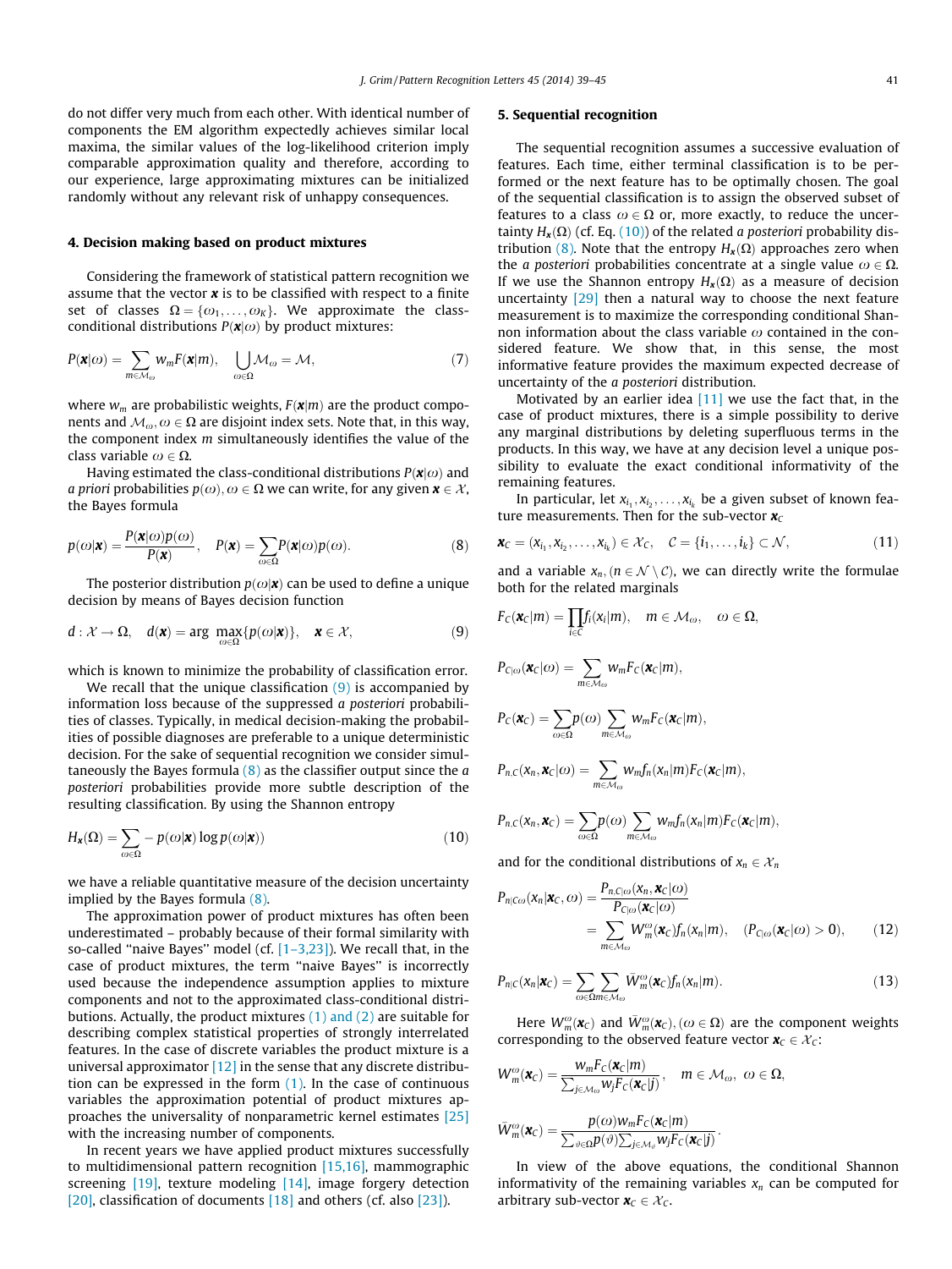do not differ very much from each other. With identical number of components the EM algorithm expectedly achieves similar local maxima, the similar values of the log-likelihood criterion imply comparable approximation quality and therefore, according to our experience, large approximating mixtures can be initialized randomly without any relevant risk of unhappy consequences.

## 4. Decision making based on product mixtures

Considering the framework of statistical pattern recognition we assume that the vector $\boldsymbol{x}$ is to be classified with respect to a finite set of classes $\Omega = \{\omega_1, \ldots, \omega_K\}$. We approximate the class-conditional distributions $P(\boldsymbol{x}|\omega)$ by product mixtures:

$$P(\boldsymbol{x}|\omega) = \sum_{m \in \mathcal{M}_\omega} w_m F(\boldsymbol{x}|m), \quad \bigcup_{\omega \in \Omega} \mathcal{M}_\omega = \mathcal{M}, \tag{7}$$

where $w_m$ are probabilistic weights, $F(\boldsymbol{x}|m)$ are the product components and $\mathcal{M}_\omega, \omega \in \Omega$ are disjoint index sets. Note that, in this way, the component index $m$ simultaneously identifies the value of the class variable $\omega \in \Omega$.

Having estimated the class-conditional distributions $P(\boldsymbol{x}|\omega)$ and *a priori* probabilities $p(\omega), \omega \in \Omega$ we can write, for any given $\boldsymbol{x} \in \mathcal{X}$, the Bayes formula

$$p(\omega|\boldsymbol{x}) = \frac{P(\boldsymbol{x}|\omega)p(\omega)}{P(\boldsymbol{x})}, \quad P(\boldsymbol{x}) = \sum_{\omega \in \Omega} P(\boldsymbol{x}|\omega)p(\omega). \tag{8}$$

The posterior distribution $p(\omega|\boldsymbol{x})$ can be used to define a unique decision by means of Bayes decision function

$$d : \mathcal{X} \to \Omega, \quad d(\boldsymbol{x}) = \arg \max_{\omega \in \Omega} \{p(\omega|\boldsymbol{x})\}, \quad \boldsymbol{x} \in \mathcal{X}, \tag{9}$$

which is known to minimize the probability of classification error.

We recall that the unique classification (9) is accompanied by information loss because of the suppressed *a posteriori* probabilities of classes. Typically, in medical decision-making the probabilities of possible diagnoses are preferable to a unique deterministic decision. For the sake of sequential recognition we consider simultaneously the Bayes formula (8) as the classifier output since the *a posteriori* probabilities provide more subtle description of the resulting classification. By using the Shannon entropy

$$H_{\boldsymbol{x}}(\Omega) = \sum_{\omega \in \Omega} -p(\omega|\boldsymbol{x}) \log p(\omega|\boldsymbol{x})) \tag{10}$$

we have a reliable quantitative measure of the decision uncertainty implied by the Bayes formula (8).

The approximation power of product mixtures has often been underestimated – probably because of their formal similarity with so-called "naive Bayes" model (cf. [1–3,23]). We recall that, in the case of product mixtures, the term "naive Bayes" is incorrectly used because the independence assumption applies to mixture components and not to the approximated class-conditional distributions. Actually, the product mixtures (1) and (2) are suitable for describing complex statistical properties of strongly interrelated features. In the case of discrete variables the product mixture is a universal approximator [12] in the sense that any discrete distribution can be expressed in the form (1). In the case of continuous variables the approximation potential of product mixtures approaches the universality of nonparametric kernel estimates [25] with the increasing number of components.

In recent years we have applied product mixtures successfully to multidimensional pattern recognition [15,16], mammographic screening [19], texture modeling [14], image forgery detection [20], classification of documents [18] and others (cf. also [23]).

## 5. Sequential recognition

The sequential recognition assumes a successive evaluation of features. Each time, either terminal classification is to be performed or the next feature has to be optimally chosen. The goal of the sequential classification is to assign the observed subset of features to a class $\omega \in \Omega$ or, more exactly, to reduce the uncertainty $H_{\boldsymbol{x}}(\Omega)$ (cf. Eq. (10)) of the related *a posteriori* probability distribution (8). Note that the entropy $H_{\boldsymbol{x}}(\Omega)$ approaches zero when the *a posteriori* probabilities concentrate at a single value $\omega \in \Omega$. If we use the Shannon entropy $H_{\boldsymbol{x}}(\Omega)$ as a measure of decision uncertainty [29] then a natural way to choose the next feature measurement is to maximize the corresponding conditional Shannon information about the class variable $\omega$ contained in the considered feature. We show that, in this sense, the most informative feature provides the maximum expected decrease of uncertainty of the *a posteriori* distribution.

Motivated by an earlier idea [11] we use the fact that, in the case of product mixtures, there is a simple possibility to derive any marginal distributions by deleting superfluous terms in the products. In this way, we have at any decision level a unique possibility to evaluate the exact conditional informativity of the remaining features.

In particular, let $x_{i_1}, x_{i_2}, \ldots, x_{i_k}$ be a given subset of known feature measurements. Then for the sub-vector $\boldsymbol{x}_C$

$$\boldsymbol{x}_C = (x_{i_1}, x_{i_2}, \ldots, x_{i_k}) \in \mathcal{X}_C, \quad \mathcal{C} = \{i_1, \ldots, i_k\} \subset \mathcal{N}, \tag{11}$$

and a variable $x_n, (n \in \mathcal{N} \setminus \mathcal{C})$, we can directly write the formulae both for the related marginals

$$F_C(\boldsymbol{x}_C|m) = \prod_{i \in C} f_i(x_i|m), \quad m \in \mathcal{M}_\omega, \quad \omega \in \Omega,$$

$$P_{C|\omega}(\boldsymbol{x}_C|\omega) = \sum_{m \in \mathcal{M}_\omega} w_m F_C(\boldsymbol{x}_C|m),$$

$$P_C(\boldsymbol{x}_C) = \sum_{\omega \in \Omega} p(\omega) \sum_{m \in \mathcal{M}_\omega} w_m F_C(\boldsymbol{x}_C|m),$$

$$P_{n,C}(x_n, \boldsymbol{x}_C|\omega) = \sum_{m \in \mathcal{M}_\omega} w_m f_n(x_n|m) F_C(\boldsymbol{x}_C|m),$$

$$P_{n,C}(x_n, \boldsymbol{x}_C) = \sum_{\omega \in \Omega} p(\omega) \sum_{m \in \mathcal{M}_\omega} w_m f_n(x_n|m) F_C(\boldsymbol{x}_C|m),$$

and for the conditional distributions of $x_n \in \mathcal{X}_n$

$$P_{n|C\omega}(x_n|\boldsymbol{x}_C, \omega) = \frac{P_{n,C|\omega}(x_n, \boldsymbol{x}_C|\omega)}{P_{C|\omega}(\boldsymbol{x}_C|\omega)} = \sum_{m \in \mathcal{M}_\omega} W_m^\omega(\boldsymbol{x}_C) f_n(x_n|m), \quad (P_{C|\omega}(\boldsymbol{x}_C|\omega) > 0), \tag{12}$$

$$P_{n|C}(x_n|\boldsymbol{x}_C) = \sum_{\omega \in \Omega} \sum_{m \in \mathcal{M}_\omega} \bar{W}_m^\omega(\boldsymbol{x}_C) f_n(x_n|m). \tag{13}$$

Here $W_m^\omega(\boldsymbol{x}_C)$ and $\bar{W}_m^\omega(\boldsymbol{x}_C), (\omega \in \Omega)$ are the component weights corresponding to the observed feature vector $\boldsymbol{x}_C \in \mathcal{X}_C$:

$$W_m^\omega(\boldsymbol{x}_C) = \frac{w_m F_C(\boldsymbol{x}_C|m)}{\sum_{j \in \mathcal{M}_\omega} w_j F_C(\boldsymbol{x}_C|j)}, \quad m \in \mathcal{M}_\omega, \ \omega \in \Omega,$$

$$\bar{W}_m^\omega(\boldsymbol{x}_C) = \frac{p(\omega) w_m F_C(\boldsymbol{x}_C|m)}{\sum_{\vartheta \in \Omega} p(\vartheta) \sum_{j \in \mathcal{M}_\vartheta} w_j F_C(\boldsymbol{x}_C|j)}.$$

In view of the above equations, the conditional Shannon informativity of the remaining variables $x_n$ can be computed for arbitrary sub-vector $\boldsymbol{x}_C \in \mathcal{X}_C$.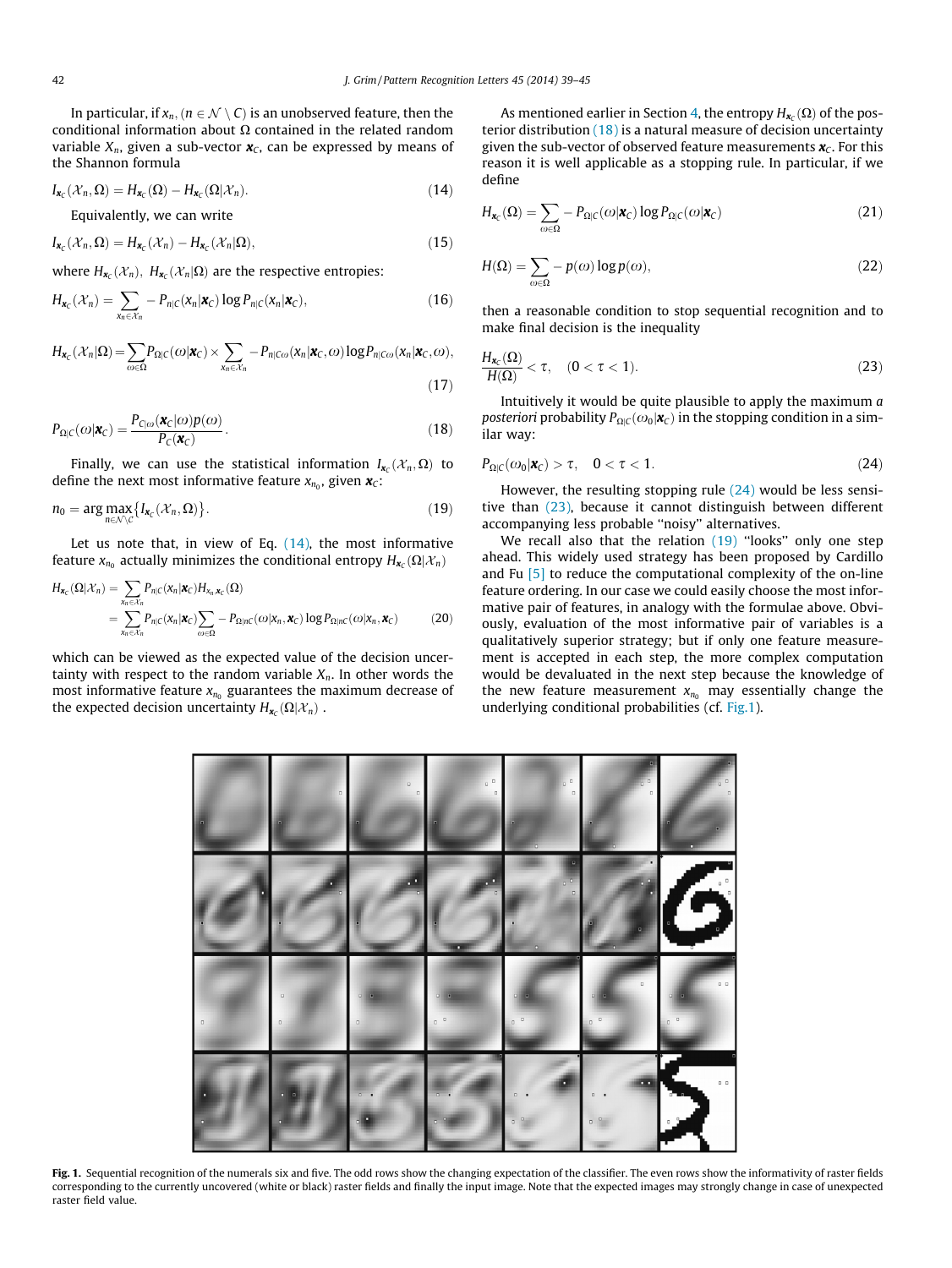In particular, if $x_n, (n \in \mathcal{N} \setminus C)$ is an unobserved feature, then the conditional information about $\Omega$ contained in the related random variable $X_n$, given a sub-vector $\boldsymbol{x}_C$, can be expressed by means of the Shannon formula

$$I_{\boldsymbol{x}_C}(\mathcal{X}_n, \Omega) = H_{\boldsymbol{x}_C}(\Omega) - H_{\boldsymbol{x}_C}(\Omega|\mathcal{X}_n). \tag{14}$$

Equivalently, we can write

$$I_{\boldsymbol{x}_C}(\mathcal{X}_n, \Omega) = H_{\boldsymbol{x}_C}(\mathcal{X}_n) - H_{\boldsymbol{x}_C}(\mathcal{X}_n|\Omega), \tag{15}$$

where $H_{\boldsymbol{x}_C}(\mathcal{X}_n),\ H_{\boldsymbol{x}_C}(\mathcal{X}_n|\Omega)$ are the respective entropies:

$$H_{\boldsymbol{x}_C}(\mathcal{X}_n) = \sum_{x_n \in \mathcal{X}_n} -P_{n|C}(x_n|\boldsymbol{x}_C)\log P_{n|C}(x_n|\boldsymbol{x}_C), \tag{16}$$

$$H_{\boldsymbol{x}_C}(\mathcal{X}_n|\Omega) = \sum_{\omega \in \Omega} P_{\Omega|C}(\omega|\boldsymbol{x}_C) \times \sum_{x_n \in \mathcal{X}_n} -P_{n|C\omega}(x_n|\boldsymbol{x}_C, \omega)\log P_{n|C\omega}(x_n|\boldsymbol{x}_C, \omega), \tag{17}$$

$$P_{\Omega|C}(\omega|\boldsymbol{x}_C) = \frac{P_{C|\omega}(\boldsymbol{x}_C|\omega)p(\omega)}{P_C(\boldsymbol{x}_C)}. \tag{18}$$

Finally, we can use the statistical information $I_{\boldsymbol{x}_C}(\mathcal{X}_n, \Omega)$ to define the next most informative feature $x_{n_0}$, given $\boldsymbol{x}_C$:

$$n_0 = \arg\max_{n \in \mathcal{N} \setminus C}\{I_{\boldsymbol{x}_C}(\mathcal{X}_n, \Omega)\}. \tag{19}$$

Let us note that, in view of Eq. (14), the most informative feature $x_{n_0}$ actually minimizes the conditional entropy $H_{\boldsymbol{x}_C}(\Omega|\mathcal{X}_n)$

$$\begin{aligned} H_{\boldsymbol{x}_C}(\Omega|\mathcal{X}_n) &= \sum_{x_n \in \mathcal{X}_n} P_{n|C}(x_n|\boldsymbol{x}_C) H_{x_n, \boldsymbol{x}_C}(\Omega) \\ &= \sum_{x_n \in \mathcal{X}_n} P_{n|C}(x_n|\boldsymbol{x}_C) \sum_{\omega \in \Omega} -P_{\Omega|nC}(\omega|x_n, \boldsymbol{x}_C)\log P_{\Omega|nC}(\omega|x_n, \boldsymbol{x}_C) \end{aligned} \tag{20}$$

which can be viewed as the expected value of the decision uncertainty with respect to the random variable $X_n$. In other words the most informative feature $x_{n_0}$ guarantees the maximum decrease of the expected decision uncertainty $H_{\boldsymbol{x}_C}(\Omega|\mathcal{X}_n)$ .

As mentioned earlier in Section 4, the entropy $H_{\boldsymbol{x}_C}(\Omega)$ of the posterior distribution (18) is a natural measure of decision uncertainty given the sub-vector of observed feature measurements $\boldsymbol{x}_C$. For this reason it is well applicable as a stopping rule. In particular, if we define

$$H_{\boldsymbol{x}_C}(\Omega) = \sum_{\omega \in \Omega} -P_{\Omega|C}(\omega|\boldsymbol{x}_C)\log P_{\Omega|C}(\omega|\boldsymbol{x}_C) \tag{21}$$

$$H(\Omega) = \sum_{\omega \in \Omega} -p(\omega)\log p(\omega), \tag{22}$$

then a reasonable condition to stop sequential recognition and to make final decision is the inequality

$$\frac{H_{\boldsymbol{x}_C}(\Omega)}{H(\Omega)} < \tau, \quad (0 < \tau < 1). \tag{23}$$

Intuitively it would be quite plausible to apply the maximum *a posteriori* probability $P_{\Omega|C}(\omega_0|\boldsymbol{x}_C)$ in the stopping condition in a similar way:

$$P_{\Omega|C}(\omega_0|\boldsymbol{x}_C) > \tau, \quad 0 < \tau < 1. \tag{24}$$

However, the resulting stopping rule (24) would be less sensitive than (23), because it cannot distinguish between different accompanying less probable "noisy" alternatives.

We recall also that the relation (19) "looks" only one step ahead. This widely used strategy has been proposed by Cardillo and Fu [5] to reduce the computational complexity of the on-line feature ordering. In our case we could easily choose the most informative pair of features, in analogy with the formulae above. Obviously, evaluation of the most informative pair of variables is a qualitatively superior strategy; but if only one feature measurement is accepted in each step, the more complex computation would be devaluated in the next step because the knowledge of the new feature measurement $x_{n_0}$ may essentially change the underlying conditional probabilities (cf. Fig.1).

**Fig. 1.** Sequential recognition of the numerals six and five. The odd rows show the changing expectation of the classifier. The even rows show the informativity of raster fields corresponding to the currently uncovered (white or black) raster fields and finally the input image. Note that the expected images may strongly change in case of unexpected raster field value.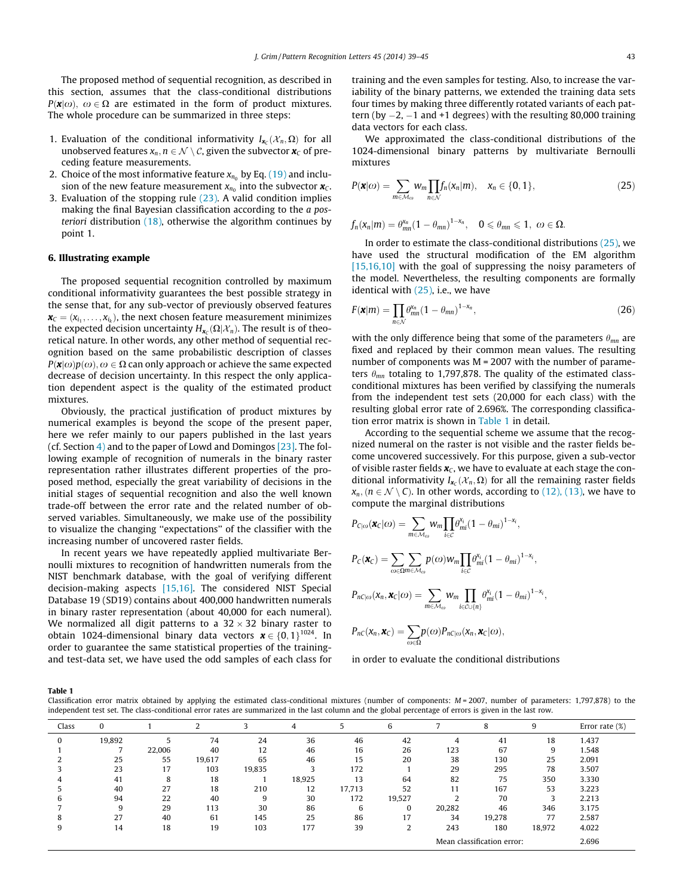The proposed method of sequential recognition, as described in this section, assumes that the class-conditional distributions $P(\boldsymbol{x}|\omega),\ \omega \in \Omega$ are estimated in the form of product mixtures. The whole procedure can be summarized in three steps:

1. Evaluation of the conditional informativity $I_{\boldsymbol{x}_C}(\mathcal{X}_n, \Omega)$ for all unobserved features $x_n, n \in \mathcal{N} \setminus \mathcal{C}$, given the subvector $\boldsymbol{x}_C$ of preceding feature measurements.
2. Choice of the most informative feature $x_{n_0}$ by Eq. (19) and inclusion of the new feature measurement $x_{n_0}$ into the subvector $\boldsymbol{x}_C$.
3. Evaluation of the stopping rule (23). A valid condition implies making the final Bayesian classification according to the *a posteriori* distribution (18), otherwise the algorithm continues by point 1.

## 6. Illustrating example

The proposed sequential recognition controlled by maximum conditional informativity guarantees the best possible strategy in the sense that, for any sub-vector of previously observed features $\boldsymbol{x}_C = (x_{i_1}, \ldots, x_{i_k})$, the next chosen feature measurement minimizes the expected decision uncertainty $H_{\boldsymbol{x}_C}(\Omega|\mathcal{X}_n)$. The result is of theoretical nature. In other words, any other method of sequential recognition based on the same probabilistic description of classes $P(\boldsymbol{x}|\omega)p(\omega), \omega \in \Omega$ can only approach or achieve the same expected decrease of decision uncertainty. In this respect the only application dependent aspect is the quality of the estimated product mixtures.

Obviously, the practical justification of product mixtures by numerical examples is beyond the scope of the present paper, here we refer mainly to our papers published in the last years (cf. Section 4) and to the paper of Lowd and Domingos [23]. The following example of recognition of numerals in the binary raster representation rather illustrates different properties of the proposed method, especially the great variability of decisions in the initial stages of sequential recognition and also the well known trade-off between the error rate and the related number of observed variables. Simultaneously, we make use of the possibility to visualize the changing "expectations" of the classifier with the increasing number of uncovered raster fields.

In recent years we have repeatedly applied multivariate Bernoulli mixtures to recognition of handwritten numerals from the NIST benchmark database, with the goal of verifying different decision-making aspects [15,16]. The considered NIST Special Database 19 (SD19) contains about 400,000 handwritten numerals in binary raster representation (about 40,000 for each numeral). We normalized all digit patterns to a $32 \times 32$ binary raster to obtain 1024-dimensional binary data vectors $\boldsymbol{x} \in \{0,1\}^{1024}$. In order to guarantee the same statistical properties of the training- and test-data set, we have used the odd samples of each class for training and the even samples for testing. Also, to increase the variability of the binary patterns, we extended the training data sets four times by making three differently rotated variants of each pattern (by −2, −1 and +1 degrees) with the resulting 80,000 training data vectors for each class.

We approximated the class-conditional distributions of the 1024-dimensional binary patterns by multivariate Bernoulli mixtures

$$P(\boldsymbol{x}|\omega) = \sum_{m \in \mathcal{M}_\omega} w_m \prod_{n \in \mathcal{N}} f_n(x_n|m), \quad x_n \in \{0,1\}, \tag{25}$$

$$f_n(x_n|m) = \theta_{mn}^{x_n}(1-\theta_{mn})^{1-x_n}, \quad 0 \leqslant \theta_{mn} \leqslant 1,\ \omega \in \Omega.$$

In order to estimate the class-conditional distributions (25), we have used the structural modification of the EM algorithm [15,16,10] with the goal of suppressing the noisy parameters of the model. Nevertheless, the resulting components are formally identical with (25), i.e., we have

$$F(\boldsymbol{x}|m) = \prod_{n \in \mathcal{N}} \theta_{mn}^{x_n}(1-\theta_{mn})^{1-x_n}, \tag{26}$$

with the only difference being that some of the parameters $\theta_{mn}$ are fixed and replaced by their common mean values. The resulting number of components was M = 2007 with the number of parameters $\theta_{mn}$ totaling to 1,797,878. The quality of the estimated class-conditional mixtures has been verified by classifying the numerals from the independent test sets (20,000 for each class) with the resulting global error rate of 2.696%. The corresponding classification error matrix is shown in Table 1 in detail.

According to the sequential scheme we assume that the recognized numeral on the raster is not visible and the raster fields become uncovered successively. For this purpose, given a sub-vector of visible raster fields $\boldsymbol{x}_C$, we have to evaluate at each stage the conditional informativity $I_{\boldsymbol{x}_C}(\mathcal{X}_n, \Omega)$ for all the remaining raster fields $x_n, (n \in \mathcal{N} \setminus C)$. In other words, according to (12), (13), we have to compute the marginal distributions

$$P_{C|\omega}(\boldsymbol{x}_C|\omega) = \sum_{m \in \mathcal{M}_\omega} w_m \prod_{i \in C} \theta_{mi}^{x_i}(1-\theta_{mi})^{1-x_i},$$

$$P_C(\boldsymbol{x}_C) = \sum_{\omega \in \Omega} \sum_{m \in \mathcal{M}_\omega} p(\omega) w_m \prod_{i \in C} \theta_{mi}^{x_i}(1-\theta_{mi})^{1-x_i},$$

$$P_{nC|\omega}(x_n, \boldsymbol{x}_C|\omega) = \sum_{m \in \mathcal{M}_\omega} w_m \prod_{i \in C \cup \{n\}} \theta_{mi}^{x_i}(1-\theta_{mi})^{1-x_i},$$

$$P_{nC}(x_n, \boldsymbol{x}_C) = \sum_{\omega \in \Omega} p(\omega) P_{nC|\omega}(x_n, \boldsymbol{x}_C|\omega),$$

in order to evaluate the conditional distributions

**Table 1**
Classification error matrix obtained by applying the estimated class-conditional mixtures (number of components: $M$ = 2007, number of parameters: 1,797,878) to the independent test set. The class-conditional error rates are summarized in the last column and the global percentage of errors is given in the last row.

| Class | 0 | 1 | 2 | 3 | 4 | 5 | 6 | 7 | 8 | 9 | Error rate (%) |
|---|---|---|---|---|---|---|---|---|---|---|---|
| 0 | 19,892 | 5 | 74 | 24 | 36 | 46 | 42 | 4 | 41 | 18 | 1.437 |
| 1 | 7 | 22,006 | 40 | 12 | 46 | 16 | 26 | 123 | 67 | 9 | 1.548 |
| 2 | 25 | 55 | 19,617 | 65 | 46 | 15 | 20 | 38 | 130 | 25 | 2.091 |
| 3 | 23 | 17 | 103 | 19,835 | 3 | 172 | 1 | 29 | 295 | 78 | 3.507 |
| 4 | 41 | 8 | 18 | 1 | 18,925 | 13 | 64 | 82 | 75 | 350 | 3.330 |
| 5 | 40 | 27 | 18 | 210 | 12 | 17,713 | 52 | 11 | 167 | 53 | 3.223 |
| 6 | 94 | 22 | 40 | 9 | 30 | 172 | 19,527 | 2 | 70 | 3 | 2.213 |
| 7 | 9 | 29 | 113 | 30 | 86 | 6 | 0 | 20,282 | 46 | 346 | 3.175 |
| 8 | 27 | 40 | 61 | 145 | 25 | 86 | 17 | 34 | 19,278 | 77 | 2.587 |
| 9 | 14 | 18 | 19 | 103 | 177 | 39 | 2 | 243 | 180 | 18,972 | 4.022 |
| | | | | | | | | Mean classification error: | | | 2.696 |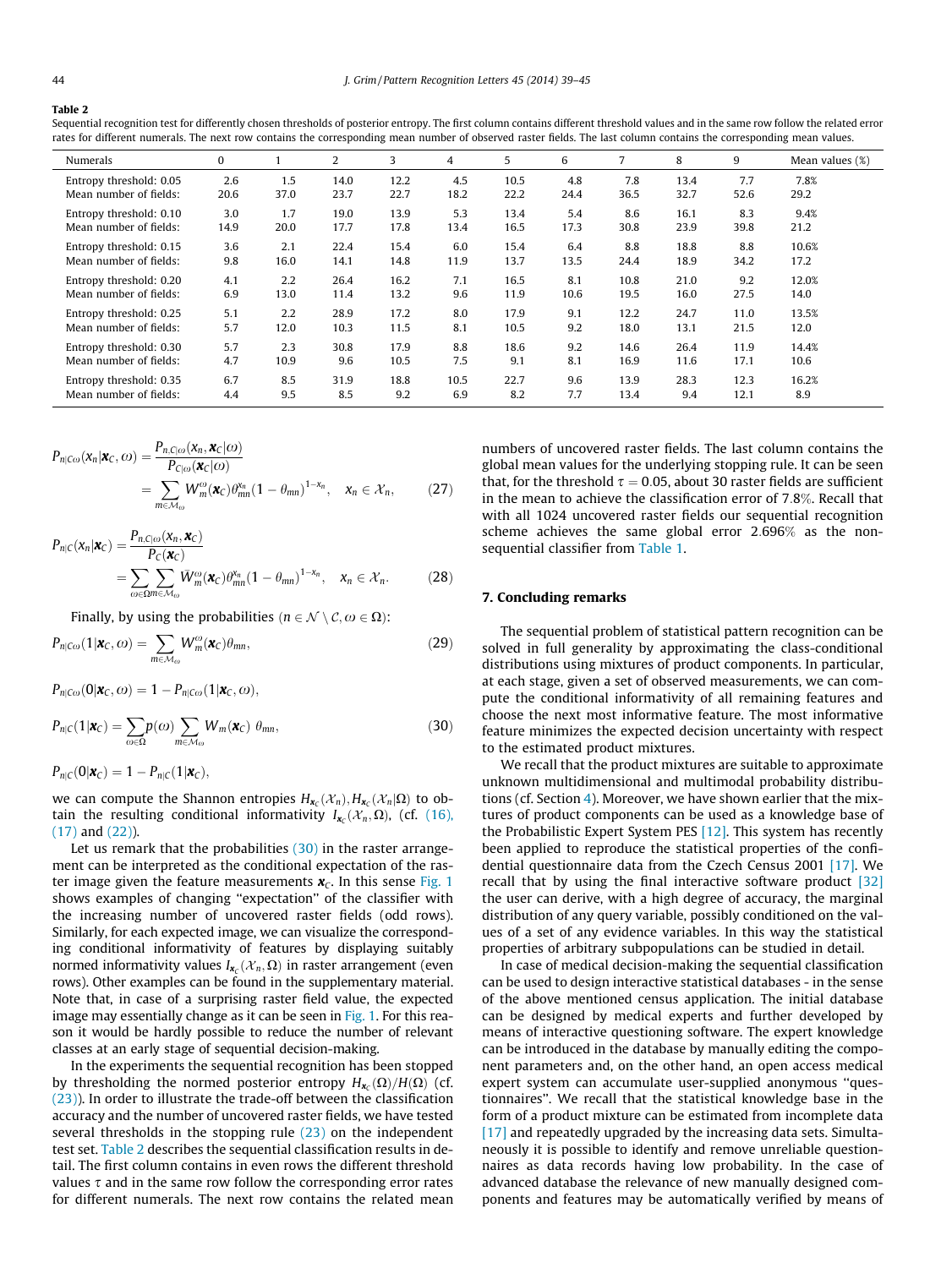**Table 2**
Sequential recognition test for differently chosen thresholds of posterior entropy. The first column contains different threshold values and in the same row follow the related error rates for different numerals. The next row contains the corresponding mean number of observed raster fields. The last column contains the corresponding mean values.

| Numerals | 0 | 1 | 2 | 3 | 4 | 5 | 6 | 7 | 8 | 9 | Mean values (%) |
|---|---|---|---|---|---|---|---|---|---|---|---|
| Entropy threshold: 0.05 | 2.6 | 1.5 | 14.0 | 12.2 | 4.5 | 10.5 | 4.8 | 7.8 | 13.4 | 7.7 | 7.8% |
| Mean number of fields: | 20.6 | 37.0 | 23.7 | 22.7 | 18.2 | 22.2 | 24.4 | 36.5 | 32.7 | 52.6 | 29.2 |
| Entropy threshold: 0.10 | 3.0 | 1.7 | 19.0 | 13.9 | 5.3 | 13.4 | 5.4 | 8.6 | 16.1 | 8.3 | 9.4% |
| Mean number of fields: | 14.9 | 20.0 | 17.7 | 17.8 | 13.4 | 16.5 | 17.3 | 30.8 | 23.9 | 39.8 | 21.2 |
| Entropy threshold: 0.15 | 3.6 | 2.1 | 22.4 | 15.4 | 6.0 | 15.4 | 6.4 | 8.8 | 18.8 | 8.8 | 10.6% |
| Mean number of fields: | 9.8 | 16.0 | 14.1 | 14.8 | 11.9 | 13.7 | 13.5 | 24.4 | 18.9 | 34.2 | 17.2 |
| Entropy threshold: 0.20 | 4.1 | 2.2 | 26.4 | 16.2 | 7.1 | 16.5 | 8.1 | 10.8 | 21.0 | 9.2 | 12.0% |
| Mean number of fields: | 6.9 | 13.0 | 11.4 | 13.2 | 9.6 | 11.9 | 10.6 | 19.5 | 16.0 | 27.5 | 14.0 |
| Entropy threshold: 0.25 | 5.1 | 2.2 | 28.9 | 17.2 | 8.0 | 17.9 | 9.1 | 12.2 | 24.7 | 11.0 | 13.5% |
| Mean number of fields: | 5.7 | 12.0 | 10.3 | 11.5 | 8.1 | 10.5 | 9.2 | 18.0 | 13.1 | 21.5 | 12.0 |
| Entropy threshold: 0.30 | 5.7 | 2.3 | 30.8 | 17.9 | 8.8 | 18.6 | 9.2 | 14.6 | 26.4 | 11.9 | 14.4% |
| Mean number of fields: | 4.7 | 10.9 | 9.6 | 10.5 | 7.5 | 9.1 | 8.1 | 16.9 | 11.6 | 17.1 | 10.6 |
| Entropy threshold: 0.35 | 6.7 | 8.5 | 31.9 | 18.8 | 10.5 | 22.7 | 9.6 | 13.9 | 28.3 | 12.3 | 16.2% |
| Mean number of fields: | 4.4 | 9.5 | 8.5 | 9.2 | 6.9 | 8.2 | 7.7 | 13.4 | 9.4 | 12.1 | 8.9 |

$$P_{n|C\omega}(x_n|\boldsymbol{x}_C,\omega) = \frac{P_{n,C|\omega}(x_n,\boldsymbol{x}_C|\omega)}{P_{C|\omega}(\boldsymbol{x}_C|\omega)} = \sum_{m\in\mathcal{M}_\omega} W_m^\omega(\boldsymbol{x}_C)\theta_{mn}^{x_n}(1-\theta_{mn})^{1-x_n}, \quad x_n \in \mathcal{X}_n, \tag{27}$$

$$P_{n|C}(x_n|\boldsymbol{x}_C) = \frac{P_{n,C|\omega}(x_n,\boldsymbol{x}_C)}{P_C(\boldsymbol{x}_C)} = \sum_{\omega\in\Omega}\sum_{m\in\mathcal{M}_\omega} \bar{W}_m^\omega(\boldsymbol{x}_C)\theta_{mn}^{x_n}(1-\theta_{mn})^{1-x_n}, \quad x_n \in \mathcal{X}_n. \tag{28}$$

Finally, by using the probabilities ($n \in \mathcal{N}\setminus\mathcal{C}, \omega \in \Omega$):

$$P_{n|C\omega}(1|\boldsymbol{x}_C,\omega) = \sum_{m\in\mathcal{M}_\omega} W_m^\omega(\boldsymbol{x}_C)\theta_{mn}, \tag{29}$$

$$P_{n|C\omega}(0|\boldsymbol{x}_C,\omega) = 1 - P_{n|C\omega}(1|\boldsymbol{x}_C,\omega),$$

$$P_{n|C}(1|\boldsymbol{x}_C) = \sum_{\omega\in\Omega} p(\omega)\sum_{m\in\mathcal{M}_\omega} W_m(\boldsymbol{x}_C)\ \theta_{mn}, \tag{30}$$

$$P_{n|C}(0|\boldsymbol{x}_C) = 1 - P_{n|C}(1|\boldsymbol{x}_C),$$

we can compute the Shannon entropies $H_{\boldsymbol{x}_C}(\mathcal{X}_n), H_{\boldsymbol{x}_C}(\mathcal{X}_n|\Omega)$ to obtain the resulting conditional informativity $I_{\boldsymbol{x}_C}(\mathcal{X}_n,\Omega)$, (cf. (16), (17) and (22)).

Let us remark that the probabilities (30) in the raster arrangement can be interpreted as the conditional expectation of the raster image given the feature measurements $\boldsymbol{x}_C$. In this sense Fig. 1 shows examples of changing "expectation" of the classifier with the increasing number of uncovered raster fields (odd rows). Similarly, for each expected image, we can visualize the corresponding conditional informativity of features by displaying suitably normed informativity values $I_{\boldsymbol{x}_C}(\mathcal{X}_n,\Omega)$ in raster arrangement (even rows). Other examples can be found in the supplementary material. Note that, in case of a surprising raster field value, the expected image may essentially change as it can be seen in Fig. 1. For this reason it would be hardly possible to reduce the number of relevant classes at an early stage of sequential decision-making.

In the experiments the sequential recognition has been stopped by thresholding the normed posterior entropy $H_{\boldsymbol{x}_C}(\Omega)/H(\Omega)$ (cf. (23)). In order to illustrate the trade-off between the classification accuracy and the number of uncovered raster fields, we have tested several thresholds in the stopping rule (23) on the independent test set. Table 2 describes the sequential classification results in detail. The first column contains in even rows the different threshold values $\tau$ and in the same row follow the corresponding error rates for different numerals. The next row contains the related mean numbers of uncovered raster fields. The last column contains the global mean values for the underlying stopping rule. It can be seen that, for the threshold $\tau = 0.05$, about 30 raster fields are sufficient in the mean to achieve the classification error of 7.8%. Recall that with all 1024 uncovered raster fields our sequential recognition scheme achieves the same global error 2.696% as the non-sequential classifier from Table 1.

## 7. Concluding remarks

The sequential problem of statistical pattern recognition can be solved in full generality by approximating the class-conditional distributions using mixtures of product components. In particular, at each stage, given a set of observed measurements, we can compute the conditional informativity of all remaining features and choose the next most informative feature. The most informative feature minimizes the expected decision uncertainty with respect to the estimated product mixtures.

We recall that the product mixtures are suitable to approximate unknown multidimensional and multimodal probability distributions (cf. Section 4). Moreover, we have shown earlier that the mixtures of product components can be used as a knowledge base of the Probabilistic Expert System PES [12]. This system has recently been applied to reproduce the statistical properties of the confidential questionnaire data from the Czech Census 2001 [17]. We recall that by using the final interactive software product [32] the user can derive, with a high degree of accuracy, the marginal distribution of any query variable, possibly conditioned on the values of a set of any evidence variables. In this way the statistical properties of arbitrary subpopulations can be studied in detail.

In case of medical decision-making the sequential classification can be used to design interactive statistical databases - in the sense of the above mentioned census application. The initial database can be designed by medical experts and further developed by means of interactive questioning software. The expert knowledge can be introduced in the database by manually editing the component parameters and, on the other hand, an open access medical expert system can accumulate user-supplied anonymous "questionnaires". We recall that the statistical knowledge base in the form of a product mixture can be estimated from incomplete data [17] and repeatedly upgraded by the increasing data sets. Simultaneously it is possible to identify and remove unreliable questionnaires as data records having low probability. In the case of advanced database the relevance of new manually designed components and features may be automatically verified by means of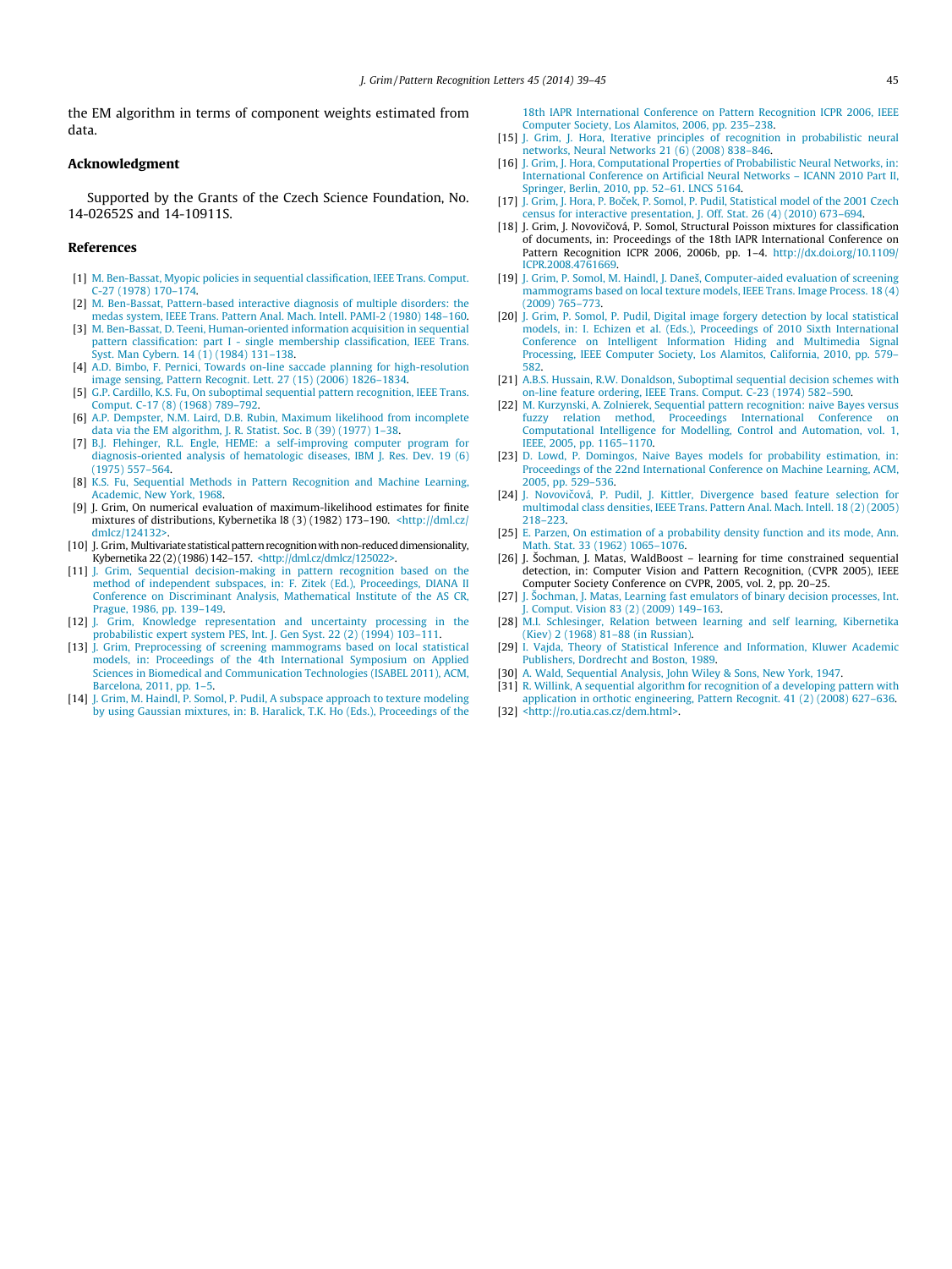the EM algorithm in terms of component weights estimated from data.

## Acknowledgment

Supported by the Grants of the Czech Science Foundation, No. 14-02652S and 14-10911S.

## References

[1] M. Ben-Bassat, Myopic policies in sequential classification, IEEE Trans. Comput. C-27 (1978) 170–174.

[2] M. Ben-Bassat, Pattern-based interactive diagnosis of multiple disorders: the medas system, IEEE Trans. Pattern Anal. Mach. Intell. PAMI-2 (1980) 148–160.

[3] M. Ben-Bassat, D. Teeni, Human-oriented information acquisition in sequential pattern classification: part I - single membership classification, IEEE Trans. Syst. Man Cybern. 14 (1) (1984) 131–138.

[4] A.D. Bimbo, F. Pernici, Towards on-line saccade planning for high-resolution image sensing, Pattern Recognit. Lett. 27 (15) (2006) 1826–1834.

[5] G.P. Cardillo, K.S. Fu, On suboptimal sequential pattern recognition, IEEE Trans. Comput. C-17 (8) (1968) 789–792.

[6] A.P. Dempster, N.M. Laird, D.B. Rubin, Maximum likelihood from incomplete data via the EM algorithm, J. R. Statist. Soc. B (39) (1977) 1–38.

[7] B.J. Flehinger, R.L. Engle, HEME: a self-improving computer program for diagnosis-oriented analysis of hematologic diseases, IBM J. Res. Dev. 19 (6) (1975) 557–564.

[8] K.S. Fu, Sequential Methods in Pattern Recognition and Machine Learning, Academic, New York, 1968.

[9] J. Grim, On numerical evaluation of maximum-likelihood estimates for finite mixtures of distributions, Kybernetika l8 (3) (1982) 173–190. <http://dml.cz/dmlcz/124132>.

[10] J. Grim, Multivariate statistical pattern recognition with non-reduced dimensionality, Kybernetika 22 (2) (1986) 142–157. <http://dml.cz/dmlcz/125022>.

[11] J. Grim, Sequential decision-making in pattern recognition based on the method of independent subspaces, in: F. Zitek (Ed.), Proceedings, DIANA II Conference on Discriminant Analysis, Mathematical Institute of the AS CR, Prague, 1986, pp. 139–149.

[12] J. Grim, Knowledge representation and uncertainty processing in the probabilistic expert system PES, Int. J. Gen Syst. 22 (2) (1994) 103–111.

[13] J. Grim, Preprocessing of screening mammograms based on local statistical models, in: Proceedings of the 4th International Symposium on Applied Sciences in Biomedical and Communication Technologies (ISABEL 2011), ACM, Barcelona, 2011, pp. 1–5.

[14] J. Grim, M. Haindl, P. Somol, P. Pudil, A subspace approach to texture modeling by using Gaussian mixtures, in: B. Haralick, T.K. Ho (Eds.), Proceedings of the 18th IAPR International Conference on Pattern Recognition ICPR 2006, IEEE Computer Society, Los Alamitos, 2006, pp. 235–238.

[15] J. Grim, J. Hora, Iterative principles of recognition in probabilistic neural networks, Neural Networks 21 (6) (2008) 838–846.

[16] J. Grim, J. Hora, Computational Properties of Probabilistic Neural Networks, in: International Conference on Artificial Neural Networks – ICANN 2010 Part II, Springer, Berlin, 2010, pp. 52–61. LNCS 5164.

[17] J. Grim, J. Hora, P. Boček, P. Somol, P. Pudil, Statistical model of the 2001 Czech census for interactive presentation, J. Off. Stat. 26 (4) (2010) 673–694.

[18] J. Grim, J. Novovičová, P. Somol, Structural Poisson mixtures for classification of documents, in: Proceedings of the 18th IAPR International Conference on Pattern Recognition ICPR 2006, 2006b, pp. 1–4. http://dx.doi.org/10.1109/ICPR.2008.4761669.

[19] J. Grim, P. Somol, M. Haindl, J. Daneš, Computer-aided evaluation of screening mammograms based on local texture models, IEEE Trans. Image Process. 18 (4) (2009) 765–773.

[20] J. Grim, P. Somol, P. Pudil, Digital image forgery detection by local statistical models, in: I. Echizen et al. (Eds.), Proceedings of 2010 Sixth International Conference on Intelligent Information Hiding and Multimedia Signal Processing, IEEE Computer Society, Los Alamitos, California, 2010, pp. 579–582.

[21] A.B.S. Hussain, R.W. Donaldson, Suboptimal sequential decision schemes with on-line feature ordering, IEEE Trans. Comput. C-23 (1974) 582–590.

[22] M. Kurzynski, A. Zolnierek, Sequential pattern recognition: naive Bayes versus fuzzy relation method, Proceedings International Conference on Computational Intelligence for Modelling, Control and Automation, vol. 1, IEEE, 2005, pp. 1165–1170.

[23] D. Lowd, P. Domingos, Naive Bayes models for probability estimation, in: Proceedings of the 22nd International Conference on Machine Learning, ACM, 2005, pp. 529–536.

[24] J. Novovičová, P. Pudil, J. Kittler, Divergence based feature selection for multimodal class densities, IEEE Trans. Pattern Anal. Mach. Intell. 18 (2) (2005) 218–223.

[25] E. Parzen, On estimation of a probability density function and its mode, Ann. Math. Stat. 33 (1962) 1065–1076.

[26] J. Šochman, J. Matas, WaldBoost – learning for time constrained sequential detection, in: Computer Vision and Pattern Recognition, (CVPR 2005), IEEE Computer Society Conference on CVPR, 2005, vol. 2, pp. 20–25.

[27] J. Šochman, J. Matas, Learning fast emulators of binary decision processes, Int. J. Comput. Vision 83 (2) (2009) 149–163.

[28] M.I. Schlesinger, Relation between learning and self learning, Kibernetika (Kiev) 2 (1968) 81–88 (in Russian).

[29] I. Vajda, Theory of Statistical Inference and Information, Kluwer Academic Publishers, Dordrecht and Boston, 1989.

[30] A. Wald, Sequential Analysis, John Wiley & Sons, New York, 1947.

[31] R. Willink, A sequential algorithm for recognition of a developing pattern with application in orthotic engineering, Pattern Recognit. 41 (2) (2008) 627–636.

[32] <http://ro.utia.cas.cz/dem.html>.